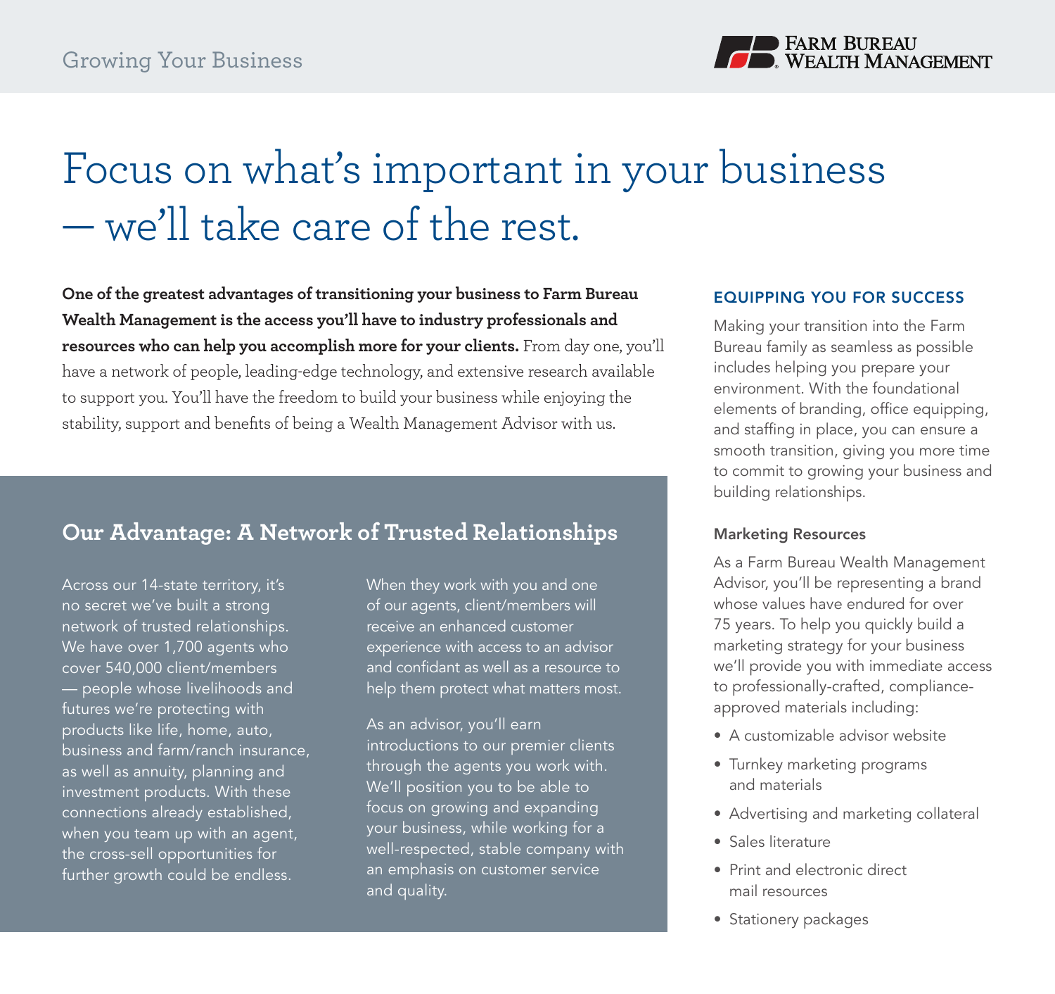Growing Your Business

FARM BUREAU WEALTH MANAGEMENT

# Focus on what's important in your business — we'll take care of the rest.

**One of the greatest advantages of transitioning your business to Farm Bureau Wealth Management is the access you'll have to industry professionals and resources who can help you accomplish more for your clients.** From day one, you'll have a network of people, leading-edge technology, and extensive research available to support you. You'll have the freedom to build your business while enjoying the stability, support and benefits of being a Wealth Management Advisor with us.

## Our Advantage: A Network of Trusted Relationships

Across our 14-state territory, it's no secret we've built a strong network of trusted relationships. We have over 1,700 agents who cover 540,000 client/members — people whose livelihoods and futures we're protecting with products like life, home, auto, business and farm/ranch insurance, as well as annuity, planning and investment products. With these connections already established, when you team up with an agent, the cross-sell opportunities for further growth could be endless.

When they work with you and one of our agents, client/members will receive an enhanced customer experience with access to an advisor and confidant as well as a resource to help them protect what matters most.

As an advisor, you'll earn introductions to our premier clients through the agents you work with. We'll position you to be able to focus on growing and expanding your business, while working for a well-respected, stable company with an emphasis on customer service and quality.

## EQUIPPING YOU FOR SUCCESS

Making your transition into the Farm Bureau family as seamless as possible includes helping you prepare your environment. With the foundational elements of branding, office equipping, and staffing in place, you can ensure a smooth transition, giving you more time to commit to growing your business and building relationships.

### Marketing Resources

As a Farm Bureau Wealth Management Advisor, you'll be representing a brand whose values have endured for over 75 years. To help you quickly build a marketing strategy for your business we'll provide you with immediate access to professionally-crafted, compliance-approved materials including:

- A customizable advisor website
- Turnkey marketing programs and materials
- Advertising and marketing collateral
- Sales literature
- Print and electronic direct mail resources
- Stationery packages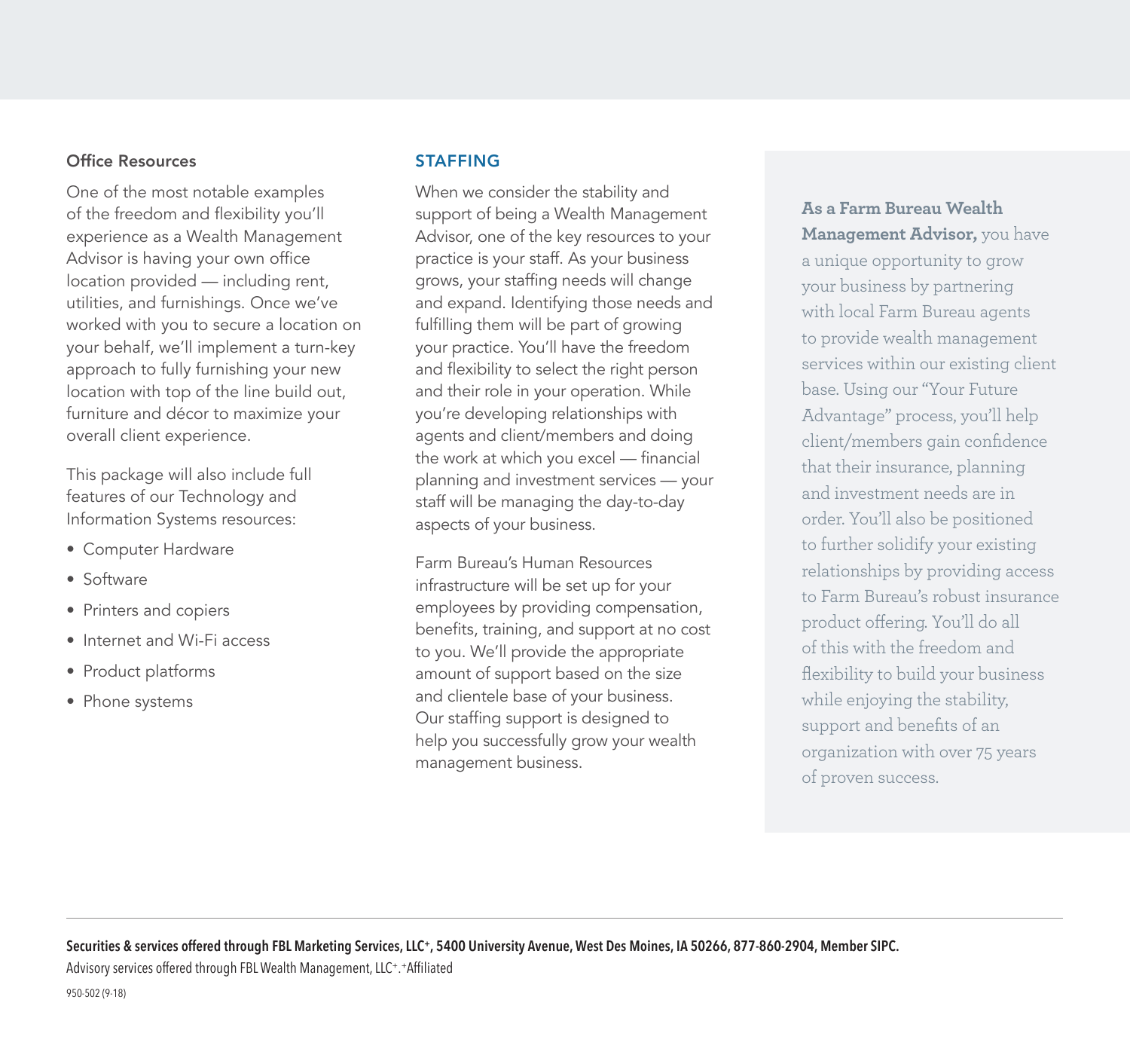## Office Resources

One of the most notable examples of the freedom and flexibility you'll experience as a Wealth Management Advisor is having your own office location provided — including rent, utilities, and furnishings. Once we've worked with you to secure a location on your behalf, we'll implement a turn-key approach to fully furnishing your new location with top of the line build out, furniture and décor to maximize your overall client experience.

This package will also include full features of our Technology and Information Systems resources:

- Computer Hardware
- Software
- Printers and copiers
- Internet and Wi-Fi access
- Product platforms
- Phone systems

## STAFFING

When we consider the stability and support of being a Wealth Management Advisor, one of the key resources to your practice is your staff. As your business grows, your staffing needs will change and expand. Identifying those needs and fulfilling them will be part of growing your practice. You'll have the freedom and flexibility to select the right person and their role in your operation. While you're developing relationships with agents and client/members and doing the work at which you excel — financial planning and investment services — your staff will be managing the day-to-day aspects of your business.

Farm Bureau's Human Resources infrastructure will be set up for your employees by providing compensation, benefits, training, and support at no cost to you. We'll provide the appropriate amount of support based on the size and clientele base of your business. Our staffing support is designed to help you successfully grow your wealth management business.

**As a Farm Bureau Wealth Management Advisor,** you have a unique opportunity to grow your business by partnering with local Farm Bureau agents to provide wealth management services within our existing client base. Using our "Your Future Advantage" process, you'll help client/members gain confidence that their insurance, planning and investment needs are in order. You'll also be positioned to further solidify your existing relationships by providing access to Farm Bureau's robust insurance product offering. You'll do all of this with the freedom and flexibility to build your business while enjoying the stability, support and benefits of an organization with over 75 years of proven success.

---

**Securities & services offered through FBL Marketing Services, LLC+, 5400 University Avenue, West Des Moines, IA 50266, 877-860-2904, Member SIPC.**

Advisory services offered through FBL Wealth Management, LLC+. +Affiliated

950-502 (9-18)